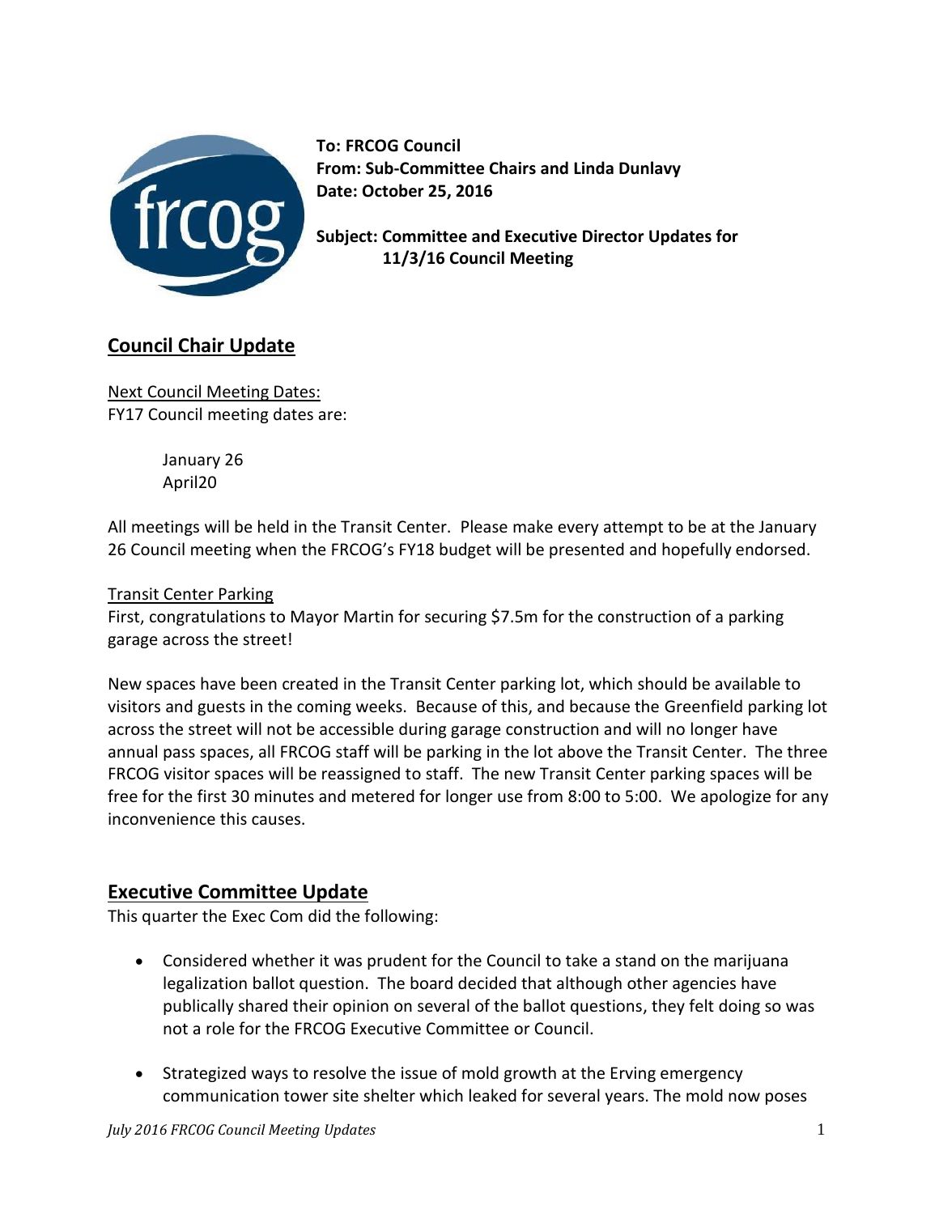**To: FRCOG Council**
**From: Sub-Committee Chairs and Linda Dunlavy**
**Date: October 25, 2016**

**Subject: Committee and Executive Director Updates for 11/3/16 Council Meeting**

## Council Chair Update

Next Council Meeting Dates:
FY17 Council meeting dates are:

January 26
April20

All meetings will be held in the Transit Center. Please make every attempt to be at the January 26 Council meeting when the FRCOG's FY18 budget will be presented and hopefully endorsed.

Transit Center Parking
First, congratulations to Mayor Martin for securing $7.5m for the construction of a parking garage across the street!

New spaces have been created in the Transit Center parking lot, which should be available to visitors and guests in the coming weeks. Because of this, and because the Greenfield parking lot across the street will not be accessible during garage construction and will no longer have annual pass spaces, all FRCOG staff will be parking in the lot above the Transit Center. The three FRCOG visitor spaces will be reassigned to staff. The new Transit Center parking spaces will be free for the first 30 minutes and metered for longer use from 8:00 to 5:00. We apologize for any inconvenience this causes.

## Executive Committee Update

This quarter the Exec Com did the following:

- Considered whether it was prudent for the Council to take a stand on the marijuana legalization ballot question. The board decided that although other agencies have publically shared their opinion on several of the ballot questions, they felt doing so was not a role for the FRCOG Executive Committee or Council.
- Strategized ways to resolve the issue of mold growth at the Erving emergency communication tower site shelter which leaked for several years. The mold now poses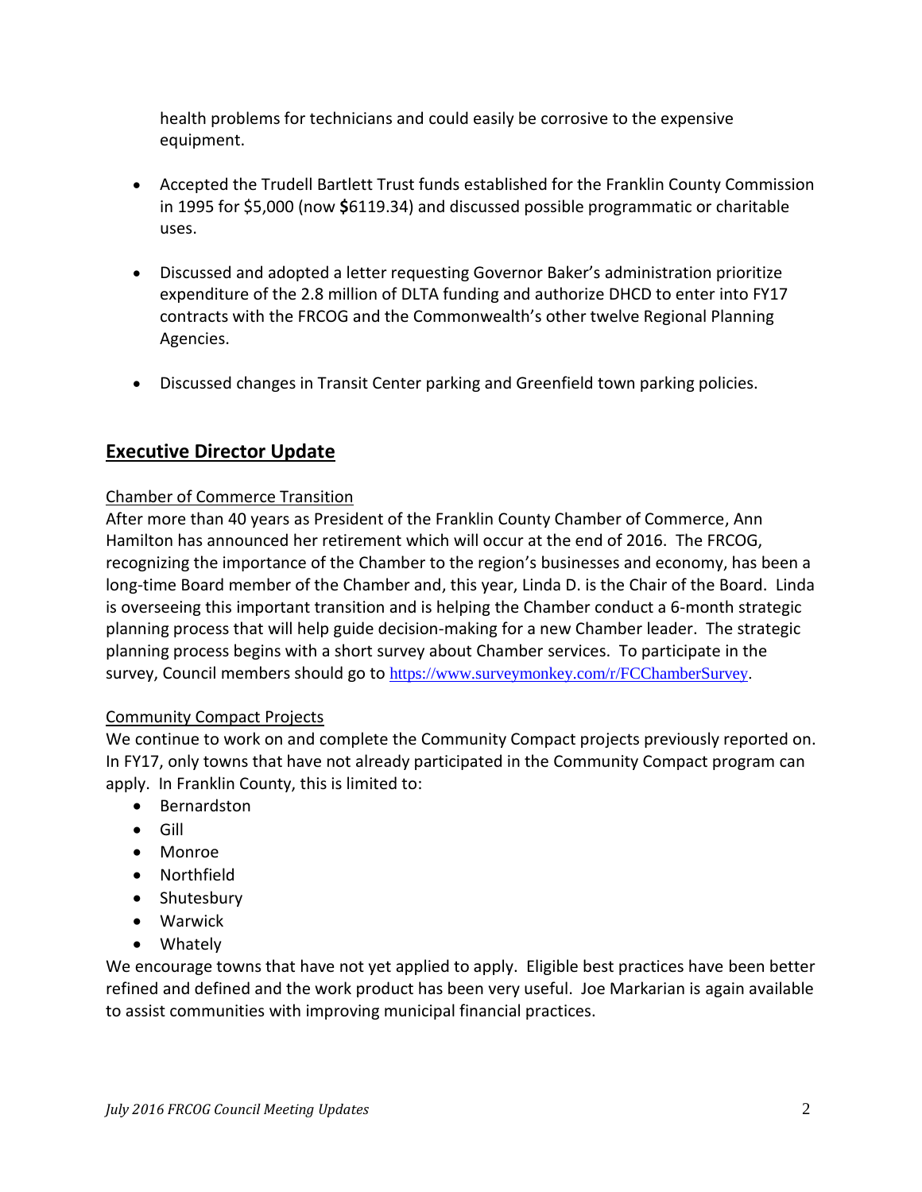health problems for technicians and could easily be corrosive to the expensive equipment.

- Accepted the Trudell Bartlett Trust funds established for the Franklin County Commission in 1995 for $5,000 (now **$**6119.34) and discussed possible programmatic or charitable uses.
- Discussed and adopted a letter requesting Governor Baker's administration prioritize expenditure of the 2.8 million of DLTA funding and authorize DHCD to enter into FY17 contracts with the FRCOG and the Commonwealth's other twelve Regional Planning Agencies.
- Discussed changes in Transit Center parking and Greenfield town parking policies.

## Executive Director Update

Chamber of Commerce Transition

After more than 40 years as President of the Franklin County Chamber of Commerce, Ann Hamilton has announced her retirement which will occur at the end of 2016. The FRCOG, recognizing the importance of the Chamber to the region's businesses and economy, has been a long-time Board member of the Chamber and, this year, Linda D. is the Chair of the Board. Linda is overseeing this important transition and is helping the Chamber conduct a 6-month strategic planning process that will help guide decision-making for a new Chamber leader. The strategic planning process begins with a short survey about Chamber services. To participate in the survey, Council members should go to https://www.surveymonkey.com/r/FCChamberSurvey.

Community Compact Projects

We continue to work on and complete the Community Compact projects previously reported on. In FY17, only towns that have not already participated in the Community Compact program can apply. In Franklin County, this is limited to:

- Bernardston
- Gill
- Monroe
- Northfield
- Shutesbury
- Warwick
- Whately

We encourage towns that have not yet applied to apply. Eligible best practices have been better refined and defined and the work product has been very useful. Joe Markarian is again available to assist communities with improving municipal financial practices.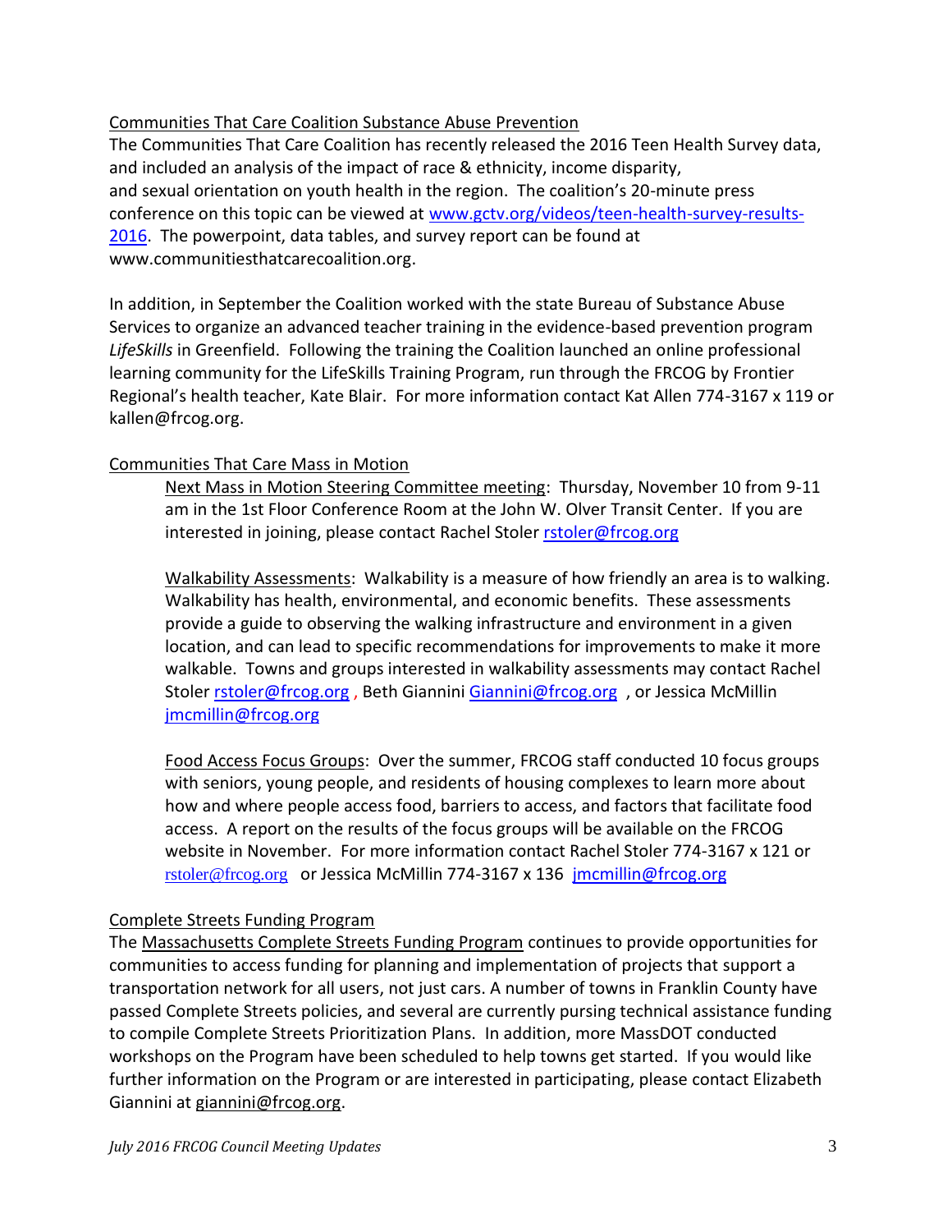Communities That Care Coalition Substance Abuse Prevention

The Communities That Care Coalition has recently released the 2016 Teen Health Survey data, and included an analysis of the impact of race & ethnicity, income disparity, and sexual orientation on youth health in the region. The coalition's 20-minute press conference on this topic can be viewed at www.gctv.org/videos/teen-health-survey-results-2016. The powerpoint, data tables, and survey report can be found at www.communitiesthatcarecoalition.org.

In addition, in September the Coalition worked with the state Bureau of Substance Abuse Services to organize an advanced teacher training in the evidence-based prevention program *LifeSkills* in Greenfield. Following the training the Coalition launched an online professional learning community for the LifeSkills Training Program, run through the FRCOG by Frontier Regional's health teacher, Kate Blair. For more information contact Kat Allen 774-3167 x 119 or kallen@frcog.org.

Communities That Care Mass in Motion

Next Mass in Motion Steering Committee meeting: Thursday, November 10 from 9-11 am in the 1st Floor Conference Room at the John W. Olver Transit Center. If you are interested in joining, please contact Rachel Stoler rstoler@frcog.org

Walkability Assessments: Walkability is a measure of how friendly an area is to walking. Walkability has health, environmental, and economic benefits. These assessments provide a guide to observing the walking infrastructure and environment in a given location, and can lead to specific recommendations for improvements to make it more walkable. Towns and groups interested in walkability assessments may contact Rachel Stoler rstoler@frcog.org , Beth Giannini Giannini@frcog.org , or Jessica McMillin jmcmillin@frcog.org

Food Access Focus Groups: Over the summer, FRCOG staff conducted 10 focus groups with seniors, young people, and residents of housing complexes to learn more about how and where people access food, barriers to access, and factors that facilitate food access. A report on the results of the focus groups will be available on the FRCOG website in November. For more information contact Rachel Stoler 774-3167 x 121 or rstoler@frcog.org or Jessica McMillin 774-3167 x 136 jmcmillin@frcog.org

Complete Streets Funding Program

The Massachusetts Complete Streets Funding Program continues to provide opportunities for communities to access funding for planning and implementation of projects that support a transportation network for all users, not just cars. A number of towns in Franklin County have passed Complete Streets policies, and several are currently pursing technical assistance funding to compile Complete Streets Prioritization Plans. In addition, more MassDOT conducted workshops on the Program have been scheduled to help towns get started. If you would like further information on the Program or are interested in participating, please contact Elizabeth Giannini at giannini@frcog.org.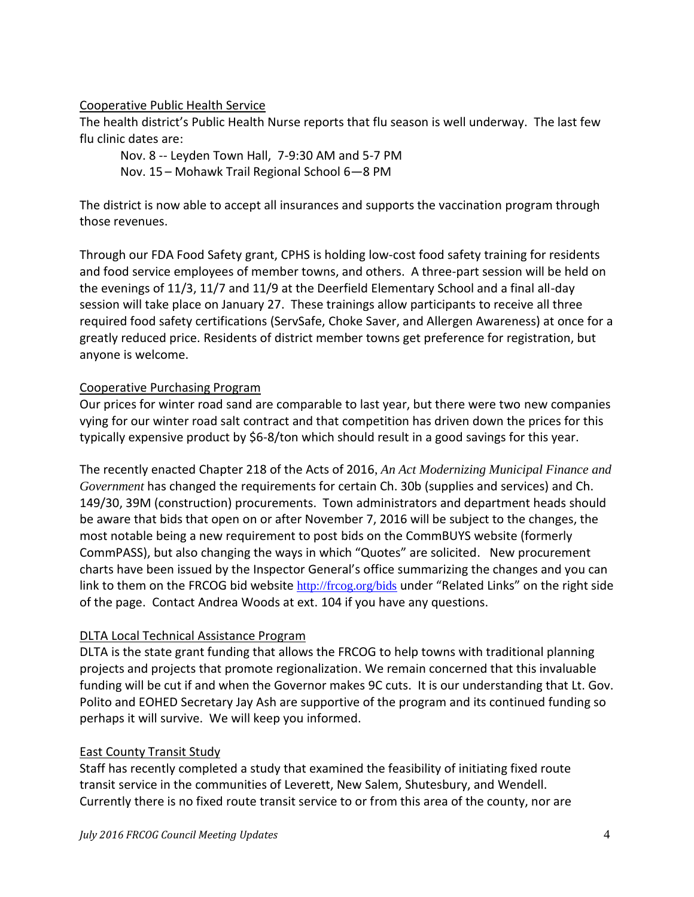## Cooperative Public Health Service

The health district's Public Health Nurse reports that flu season is well underway. The last few flu clinic dates are:

Nov. 8 -- Leyden Town Hall, 7-9:30 AM and 5-7 PM
Nov. 15 – Mohawk Trail Regional School 6—8 PM

The district is now able to accept all insurances and supports the vaccination program through those revenues.

Through our FDA Food Safety grant, CPHS is holding low-cost food safety training for residents and food service employees of member towns, and others. A three-part session will be held on the evenings of 11/3, 11/7 and 11/9 at the Deerfield Elementary School and a final all-day session will take place on January 27. These trainings allow participants to receive all three required food safety certifications (ServSafe, Choke Saver, and Allergen Awareness) at once for a greatly reduced price. Residents of district member towns get preference for registration, but anyone is welcome.

## Cooperative Purchasing Program

Our prices for winter road sand are comparable to last year, but there were two new companies vying for our winter road salt contract and that competition has driven down the prices for this typically expensive product by $6-8/ton which should result in a good savings for this year.

The recently enacted Chapter 218 of the Acts of 2016, *An Act Modernizing Municipal Finance and Government* has changed the requirements for certain Ch. 30b (supplies and services) and Ch. 149/30, 39M (construction) procurements. Town administrators and department heads should be aware that bids that open on or after November 7, 2016 will be subject to the changes, the most notable being a new requirement to post bids on the CommBUYS website (formerly CommPASS), but also changing the ways in which "Quotes" are solicited. New procurement charts have been issued by the Inspector General's office summarizing the changes and you can link to them on the FRCOG bid website http://frcog.org/bids under "Related Links" on the right side of the page. Contact Andrea Woods at ext. 104 if you have any questions.

## DLTA Local Technical Assistance Program

DLTA is the state grant funding that allows the FRCOG to help towns with traditional planning projects and projects that promote regionalization. We remain concerned that this invaluable funding will be cut if and when the Governor makes 9C cuts. It is our understanding that Lt. Gov. Polito and EOHED Secretary Jay Ash are supportive of the program and its continued funding so perhaps it will survive. We will keep you informed.

## East County Transit Study

Staff has recently completed a study that examined the feasibility of initiating fixed route transit service in the communities of Leverett, New Salem, Shutesbury, and Wendell. Currently there is no fixed route transit service to or from this area of the county, nor are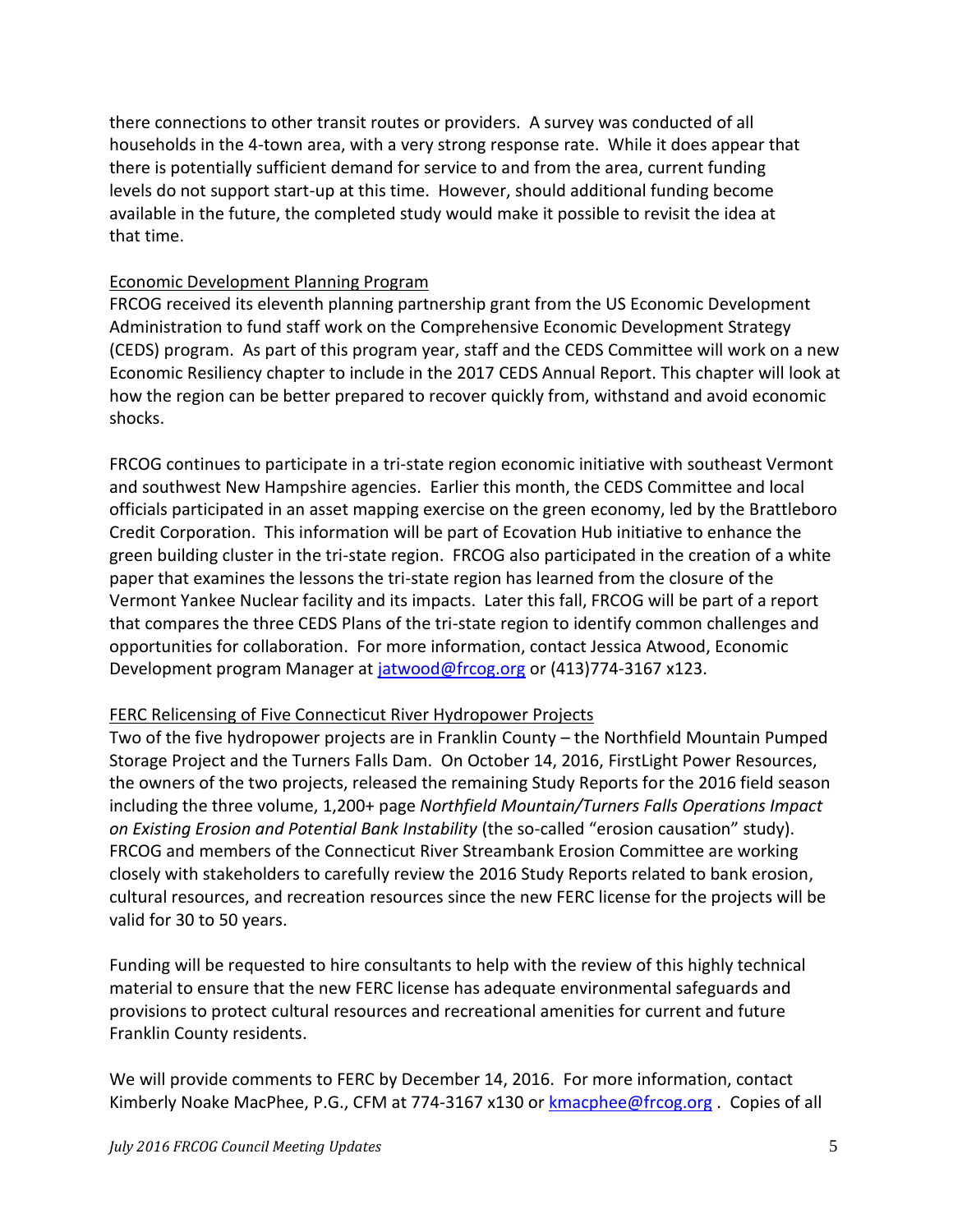there connections to other transit routes or providers. A survey was conducted of all households in the 4-town area, with a very strong response rate. While it does appear that there is potentially sufficient demand for service to and from the area, current funding levels do not support start-up at this time. However, should additional funding become available in the future, the completed study would make it possible to revisit the idea at that time.

Economic Development Planning Program

FRCOG received its eleventh planning partnership grant from the US Economic Development Administration to fund staff work on the Comprehensive Economic Development Strategy (CEDS) program. As part of this program year, staff and the CEDS Committee will work on a new Economic Resiliency chapter to include in the 2017 CEDS Annual Report. This chapter will look at how the region can be better prepared to recover quickly from, withstand and avoid economic shocks.

FRCOG continues to participate in a tri-state region economic initiative with southeast Vermont and southwest New Hampshire agencies. Earlier this month, the CEDS Committee and local officials participated in an asset mapping exercise on the green economy, led by the Brattleboro Credit Corporation. This information will be part of Ecovation Hub initiative to enhance the green building cluster in the tri-state region. FRCOG also participated in the creation of a white paper that examines the lessons the tri-state region has learned from the closure of the Vermont Yankee Nuclear facility and its impacts. Later this fall, FRCOG will be part of a report that compares the three CEDS Plans of the tri-state region to identify common challenges and opportunities for collaboration. For more information, contact Jessica Atwood, Economic Development program Manager at jatwood@frcog.org or (413)774-3167 x123.

FERC Relicensing of Five Connecticut River Hydropower Projects

Two of the five hydropower projects are in Franklin County – the Northfield Mountain Pumped Storage Project and the Turners Falls Dam. On October 14, 2016, FirstLight Power Resources, the owners of the two projects, released the remaining Study Reports for the 2016 field season including the three volume, 1,200+ page *Northfield Mountain/Turners Falls Operations Impact on Existing Erosion and Potential Bank Instability* (the so-called "erosion causation" study). FRCOG and members of the Connecticut River Streambank Erosion Committee are working closely with stakeholders to carefully review the 2016 Study Reports related to bank erosion, cultural resources, and recreation resources since the new FERC license for the projects will be valid for 30 to 50 years.

Funding will be requested to hire consultants to help with the review of this highly technical material to ensure that the new FERC license has adequate environmental safeguards and provisions to protect cultural resources and recreational amenities for current and future Franklin County residents.

We will provide comments to FERC by December 14, 2016. For more information, contact Kimberly Noake MacPhee, P.G., CFM at 774-3167 x130 or kmacphee@frcog.org . Copies of all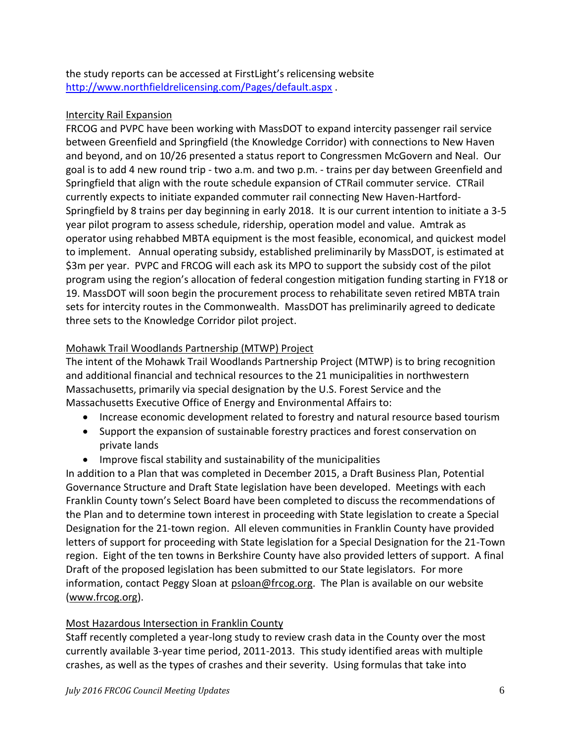the study reports can be accessed at FirstLight's relicensing website [http://www.northfieldrelicensing.com/Pages/default.aspx](http://www.northfieldrelicensing.com/Pages/default.aspx) .

<u>Intercity Rail Expansion</u>

FRCOG and PVPC have been working with MassDOT to expand intercity passenger rail service between Greenfield and Springfield (the Knowledge Corridor) with connections to New Haven and beyond, and on 10/26 presented a status report to Congressmen McGovern and Neal. Our goal is to add 4 new round trip - two a.m. and two p.m. - trains per day between Greenfield and Springfield that align with the route schedule expansion of CTRail commuter service. CTRail currently expects to initiate expanded commuter rail connecting New Haven-Hartford-Springfield by 8 trains per day beginning in early 2018. It is our current intention to initiate a 3-5 year pilot program to assess schedule, ridership, operation model and value. Amtrak as operator using rehabbed MBTA equipment is the most feasible, economical, and quickest model to implement. Annual operating subsidy, established preliminarily by MassDOT, is estimated at $3m per year. PVPC and FRCOG will each ask its MPO to support the subsidy cost of the pilot program using the region's allocation of federal congestion mitigation funding starting in FY18 or 19. MassDOT will soon begin the procurement process to rehabilitate seven retired MBTA train sets for intercity routes in the Commonwealth. MassDOT has preliminarily agreed to dedicate three sets to the Knowledge Corridor pilot project.

<u>Mohawk Trail Woodlands Partnership (MTWP) Project</u>

The intent of the Mohawk Trail Woodlands Partnership Project (MTWP) is to bring recognition and additional financial and technical resources to the 21 municipalities in northwestern Massachusetts, primarily via special designation by the U.S. Forest Service and the Massachusetts Executive Office of Energy and Environmental Affairs to:

- Increase economic development related to forestry and natural resource based tourism
- Support the expansion of sustainable forestry practices and forest conservation on private lands
- Improve fiscal stability and sustainability of the municipalities

In addition to a Plan that was completed in December 2015, a Draft Business Plan, Potential Governance Structure and Draft State legislation have been developed. Meetings with each Franklin County town's Select Board have been completed to discuss the recommendations of the Plan and to determine town interest in proceeding with State legislation to create a Special Designation for the 21-town region. All eleven communities in Franklin County have provided letters of support for proceeding with State legislation for a Special Designation for the 21-Town region. Eight of the ten towns in Berkshire County have also provided letters of support. A final Draft of the proposed legislation has been submitted to our State legislators. For more information, contact Peggy Sloan at psloan@frcog.org. The Plan is available on our website ([www.frcog.org](www.frcog.org)).

<u>Most Hazardous Intersection in Franklin County</u>

Staff recently completed a year-long study to review crash data in the County over the most currently available 3-year time period, 2011-2013. This study identified areas with multiple crashes, as well as the types of crashes and their severity. Using formulas that take into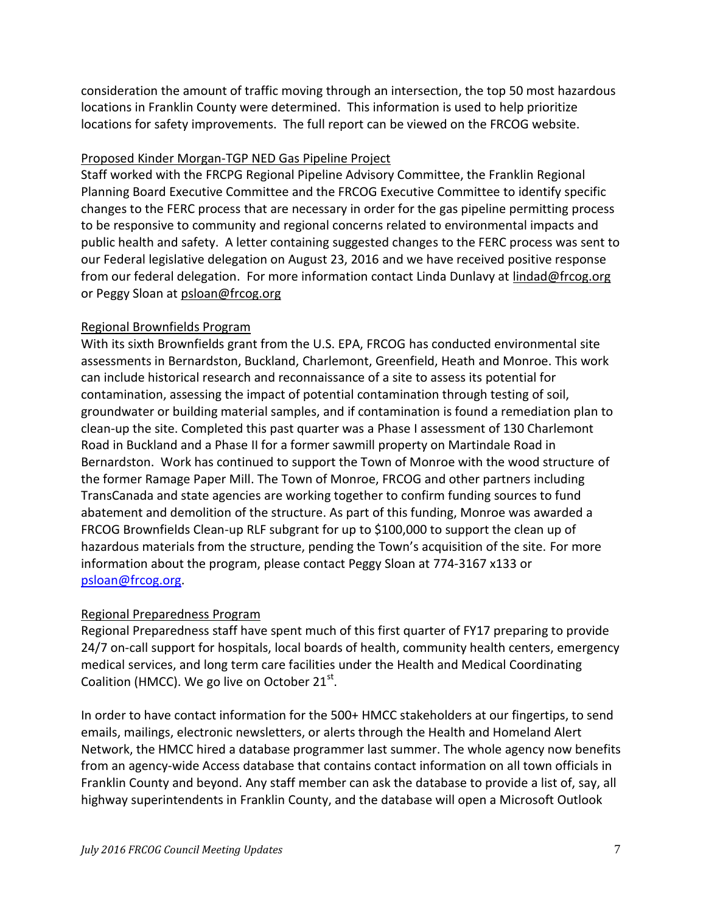consideration the amount of traffic moving through an intersection, the top 50 most hazardous locations in Franklin County were determined. This information is used to help prioritize locations for safety improvements. The full report can be viewed on the FRCOG website.

Proposed Kinder Morgan-TGP NED Gas Pipeline Project

Staff worked with the FRCPG Regional Pipeline Advisory Committee, the Franklin Regional Planning Board Executive Committee and the FRCOG Executive Committee to identify specific changes to the FERC process that are necessary in order for the gas pipeline permitting process to be responsive to community and regional concerns related to environmental impacts and public health and safety. A letter containing suggested changes to the FERC process was sent to our Federal legislative delegation on August 23, 2016 and we have received positive response from our federal delegation. For more information contact Linda Dunlavy at lindad@frcog.org or Peggy Sloan at psloan@frcog.org

Regional Brownfields Program

With its sixth Brownfields grant from the U.S. EPA, FRCOG has conducted environmental site assessments in Bernardston, Buckland, Charlemont, Greenfield, Heath and Monroe. This work can include historical research and reconnaissance of a site to assess its potential for contamination, assessing the impact of potential contamination through testing of soil, groundwater or building material samples, and if contamination is found a remediation plan to clean-up the site. Completed this past quarter was a Phase I assessment of 130 Charlemont Road in Buckland and a Phase II for a former sawmill property on Martindale Road in Bernardston. Work has continued to support the Town of Monroe with the wood structure of the former Ramage Paper Mill. The Town of Monroe, FRCOG and other partners including TransCanada and state agencies are working together to confirm funding sources to fund abatement and demolition of the structure. As part of this funding, Monroe was awarded a FRCOG Brownfields Clean-up RLF subgrant for up to $100,000 to support the clean up of hazardous materials from the structure, pending the Town's acquisition of the site. For more information about the program, please contact Peggy Sloan at 774-3167 x133 or psloan@frcog.org.

Regional Preparedness Program

Regional Preparedness staff have spent much of this first quarter of FY17 preparing to provide 24/7 on-call support for hospitals, local boards of health, community health centers, emergency medical services, and long term care facilities under the Health and Medical Coordinating Coalition (HMCC). We go live on October 21st.

In order to have contact information for the 500+ HMCC stakeholders at our fingertips, to send emails, mailings, electronic newsletters, or alerts through the Health and Homeland Alert Network, the HMCC hired a database programmer last summer. The whole agency now benefits from an agency-wide Access database that contains contact information on all town officials in Franklin County and beyond. Any staff member can ask the database to provide a list of, say, all highway superintendents in Franklin County, and the database will open a Microsoft Outlook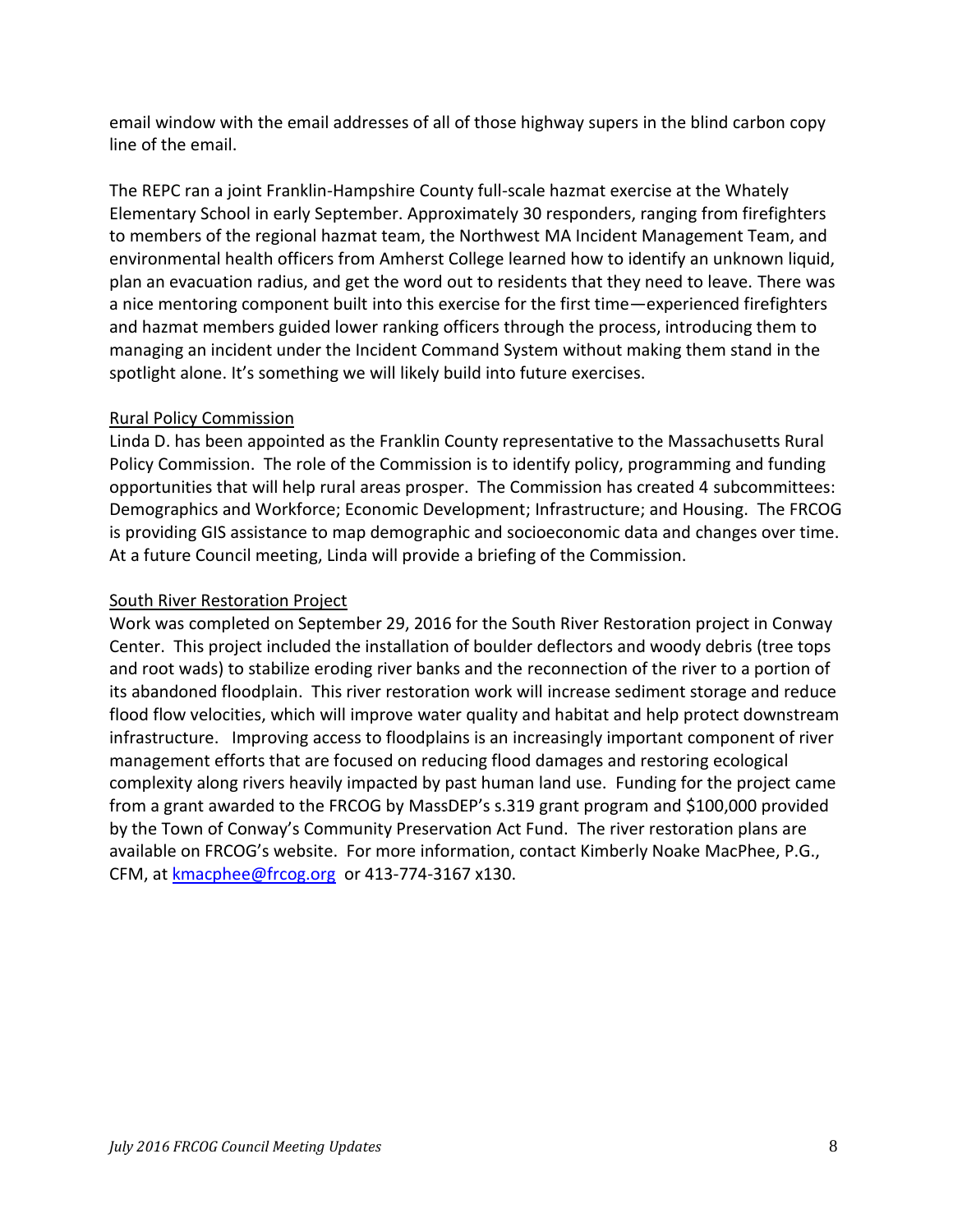email window with the email addresses of all of those highway supers in the blind carbon copy line of the email.

The REPC ran a joint Franklin-Hampshire County full-scale hazmat exercise at the Whately Elementary School in early September. Approximately 30 responders, ranging from firefighters to members of the regional hazmat team, the Northwest MA Incident Management Team, and environmental health officers from Amherst College learned how to identify an unknown liquid, plan an evacuation radius, and get the word out to residents that they need to leave. There was a nice mentoring component built into this exercise for the first time—experienced firefighters and hazmat members guided lower ranking officers through the process, introducing them to managing an incident under the Incident Command System without making them stand in the spotlight alone. It's something we will likely build into future exercises.

Rural Policy Commission

Linda D. has been appointed as the Franklin County representative to the Massachusetts Rural Policy Commission. The role of the Commission is to identify policy, programming and funding opportunities that will help rural areas prosper. The Commission has created 4 subcommittees: Demographics and Workforce; Economic Development; Infrastructure; and Housing. The FRCOG is providing GIS assistance to map demographic and socioeconomic data and changes over time. At a future Council meeting, Linda will provide a briefing of the Commission.

South River Restoration Project

Work was completed on September 29, 2016 for the South River Restoration project in Conway Center. This project included the installation of boulder deflectors and woody debris (tree tops and root wads) to stabilize eroding river banks and the reconnection of the river to a portion of its abandoned floodplain. This river restoration work will increase sediment storage and reduce flood flow velocities, which will improve water quality and habitat and help protect downstream infrastructure. Improving access to floodplains is an increasingly important component of river management efforts that are focused on reducing flood damages and restoring ecological complexity along rivers heavily impacted by past human land use. Funding for the project came from a grant awarded to the FRCOG by MassDEP's s.319 grant program and $100,000 provided by the Town of Conway's Community Preservation Act Fund. The river restoration plans are available on FRCOG's website. For more information, contact Kimberly Noake MacPhee, P.G., CFM, at kmacphee@frcog.org or 413-774-3167 x130.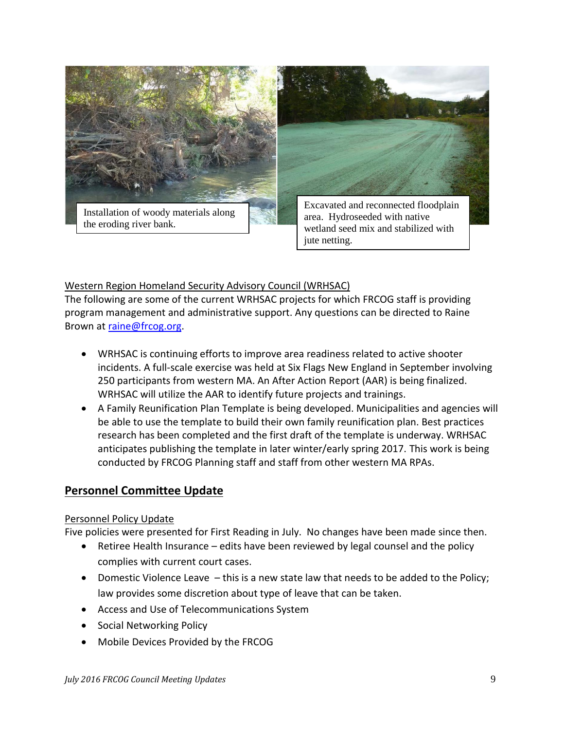Installation of woody materials along the eroding river bank.

Excavated and reconnected floodplain area. Hydroseeded with native wetland seed mix and stabilized with jute netting.

<u>Western Region Homeland Security Advisory Council (WRHSAC)</u>

The following are some of the current WRHSAC projects for which FRCOG staff is providing program management and administrative support. Any questions can be directed to Raine Brown at raine@frcog.org.

- WRHSAC is continuing efforts to improve area readiness related to active shooter incidents. A full-scale exercise was held at Six Flags New England in September involving 250 participants from western MA. An After Action Report (AAR) is being finalized. WRHSAC will utilize the AAR to identify future projects and trainings.
- A Family Reunification Plan Template is being developed. Municipalities and agencies will be able to use the template to build their own family reunification plan. Best practices research has been completed and the first draft of the template is underway. WRHSAC anticipates publishing the template in later winter/early spring 2017. This work is being conducted by FRCOG Planning staff and staff from other western MA RPAs.

## Personnel Committee Update

<u>Personnel Policy Update</u>

Five policies were presented for First Reading in July. No changes have been made since then.

- Retiree Health Insurance – edits have been reviewed by legal counsel and the policy complies with current court cases.
- Domestic Violence Leave – this is a new state law that needs to be added to the Policy; law provides some discretion about type of leave that can be taken.
- Access and Use of Telecommunications System
- Social Networking Policy
- Mobile Devices Provided by the FRCOG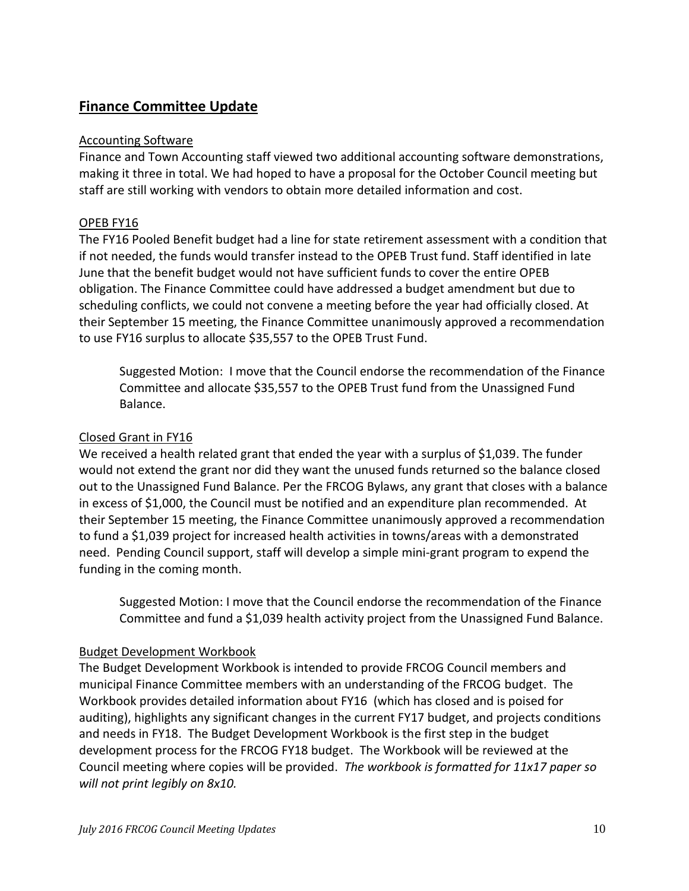## **Finance Committee Update**

Accounting Software

Finance and Town Accounting staff viewed two additional accounting software demonstrations, making it three in total. We had hoped to have a proposal for the October Council meeting but staff are still working with vendors to obtain more detailed information and cost.

OPEB FY16

The FY16 Pooled Benefit budget had a line for state retirement assessment with a condition that if not needed, the funds would transfer instead to the OPEB Trust fund. Staff identified in late June that the benefit budget would not have sufficient funds to cover the entire OPEB obligation. The Finance Committee could have addressed a budget amendment but due to scheduling conflicts, we could not convene a meeting before the year had officially closed. At their September 15 meeting, the Finance Committee unanimously approved a recommendation to use FY16 surplus to allocate $35,557 to the OPEB Trust Fund.

> Suggested Motion: I move that the Council endorse the recommendation of the Finance Committee and allocate $35,557 to the OPEB Trust fund from the Unassigned Fund Balance.

Closed Grant in FY16

We received a health related grant that ended the year with a surplus of $1,039. The funder would not extend the grant nor did they want the unused funds returned so the balance closed out to the Unassigned Fund Balance. Per the FRCOG Bylaws, any grant that closes with a balance in excess of $1,000, the Council must be notified and an expenditure plan recommended. At their September 15 meeting, the Finance Committee unanimously approved a recommendation to fund a $1,039 project for increased health activities in towns/areas with a demonstrated need. Pending Council support, staff will develop a simple mini-grant program to expend the funding in the coming month.

> Suggested Motion: I move that the Council endorse the recommendation of the Finance Committee and fund a $1,039 health activity project from the Unassigned Fund Balance.

Budget Development Workbook

The Budget Development Workbook is intended to provide FRCOG Council members and municipal Finance Committee members with an understanding of the FRCOG budget. The Workbook provides detailed information about FY16 (which has closed and is poised for auditing), highlights any significant changes in the current FY17 budget, and projects conditions and needs in FY18. The Budget Development Workbook is the first step in the budget development process for the FRCOG FY18 budget. The Workbook will be reviewed at the Council meeting where copies will be provided. *The workbook is formatted for 11x17 paper so will not print legibly on 8x10.*